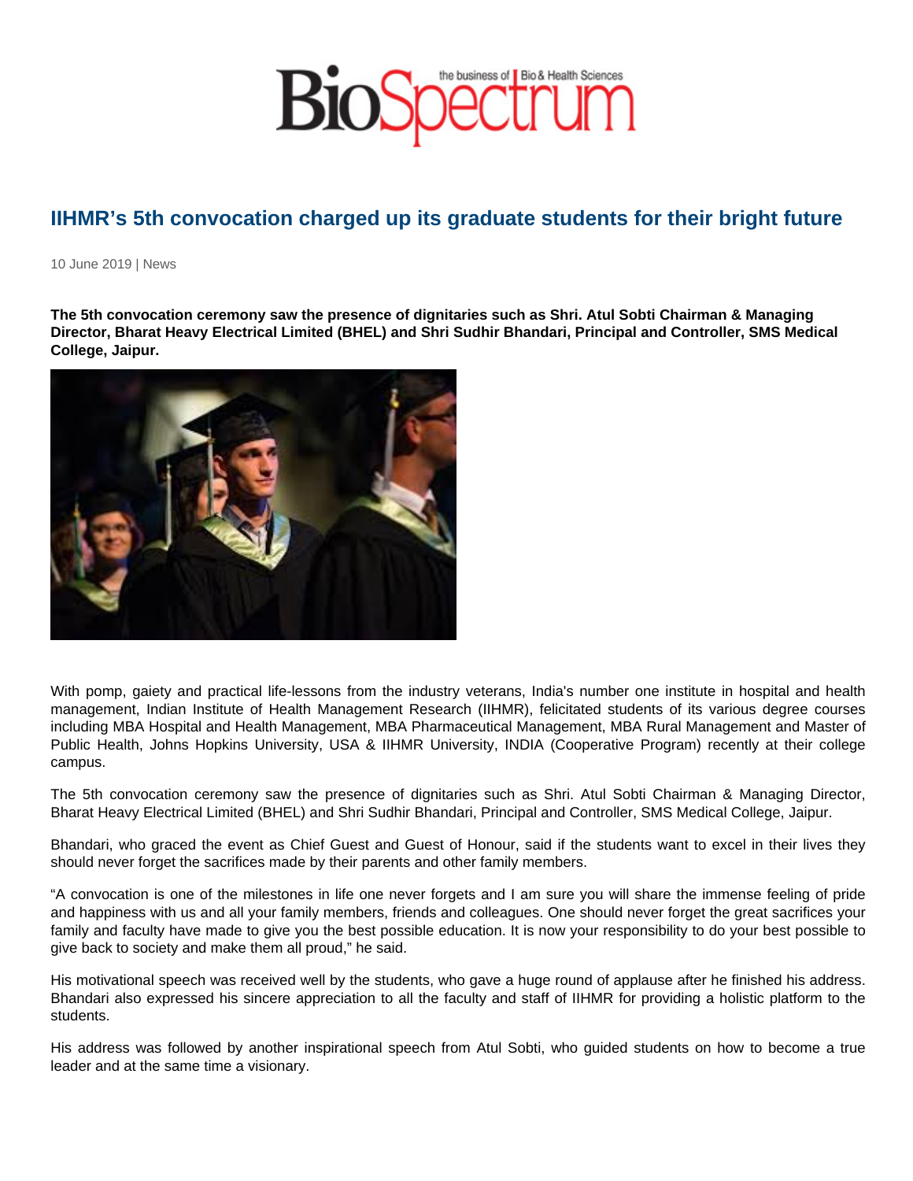# IIHMR's 5th convocation charged up its graduate students for their bright future

10 June 2019 | News

**The 5th convocation ceremony saw the presence of dignitaries such as Shri. Atul Sobti Chairman & Managing Director, Bharat Heavy Electrical Limited (BHEL) and Shri Sudhir Bhandari, Principal and Controller, SMS Medical College, Jaipur.**

With pomp, gaiety and practical life-lessons from the industry veterans, India's number one institute in hospital and health management, Indian Institute of Health Management Research (IIHMR), felicitated students of its various degree courses including MBA Hospital and Health Management, MBA Pharmaceutical Management, MBA Rural Management and Master of Public Health, Johns Hopkins University, USA & IIHMR University, INDIA (Cooperative Program) recently at their college campus.

The 5th convocation ceremony saw the presence of dignitaries such as Shri. Atul Sobti Chairman & Managing Director, Bharat Heavy Electrical Limited (BHEL) and Shri Sudhir Bhandari, Principal and Controller, SMS Medical College, Jaipur.

Bhandari, who graced the event as Chief Guest and Guest of Honour, said if the students want to excel in their lives they should never forget the sacrifices made by their parents and other family members.

"A convocation is one of the milestones in life one never forgets and I am sure you will share the immense feeling of pride and happiness with us and all your family members, friends and colleagues. One should never forget the great sacrifices your family and faculty have made to give you the best possible education. It is now your responsibility to do your best possible to give back to society and make them all proud," he said.

His motivational speech was received well by the students, who gave a huge round of applause after he finished his address. Bhandari also expressed his sincere appreciation to all the faculty and staff of IIHMR for providing a holistic platform to the students.

His address was followed by another inspirational speech from Atul Sobti, who guided students on how to become a true leader and at the same time a visionary.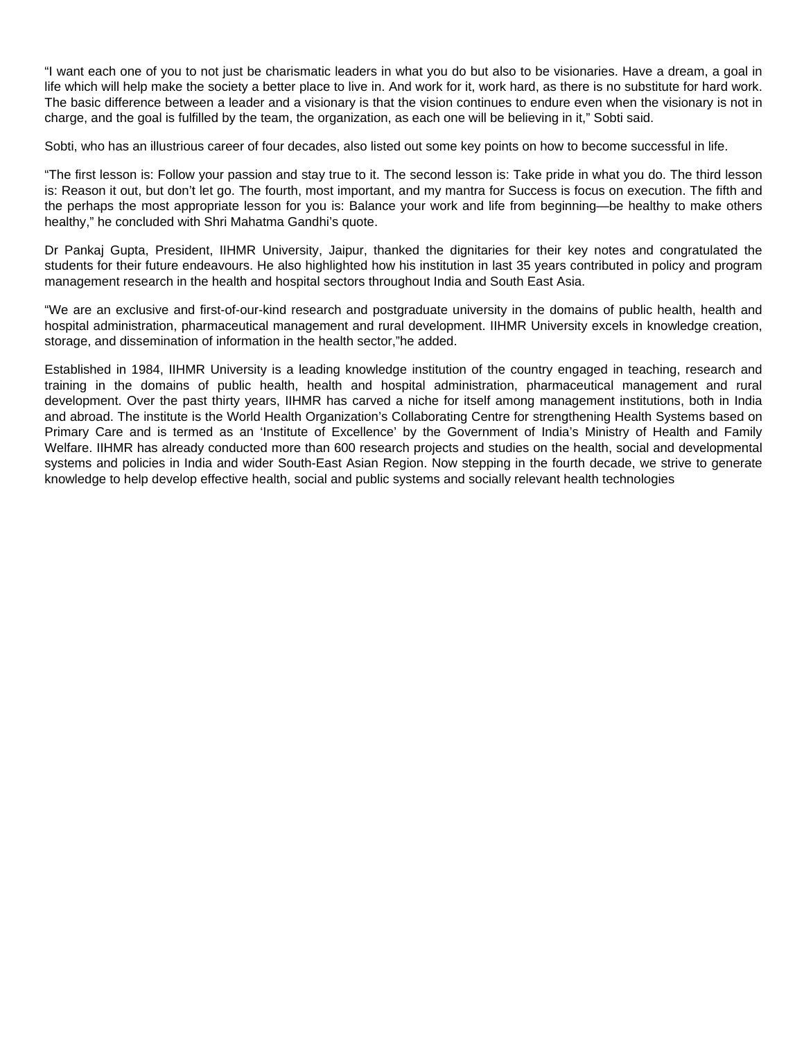"I want each one of you to not just be charismatic leaders in what you do but also to be visionaries. Have a dream, a goal in life which will help make the society a better place to live in. And work for it, work hard, as there is no substitute for hard work. The basic difference between a leader and a visionary is that the vision continues to endure even when the visionary is not in charge, and the goal is fulfilled by the team, the organization, as each one will be believing in it," Sobti said.

Sobti, who has an illustrious career of four decades, also listed out some key points on how to become successful in life.

"The first lesson is: Follow your passion and stay true to it. The second lesson is: Take pride in what you do. The third lesson is: Reason it out, but don't let go. The fourth, most important, and my mantra for Success is focus on execution. The fifth and the perhaps the most appropriate lesson for you is: Balance your work and life from beginning—be healthy to make others healthy," he concluded with Shri Mahatma Gandhi's quote.

Dr Pankaj Gupta, President, IIHMR University, Jaipur, thanked the dignitaries for their key notes and congratulated the students for their future endeavours. He also highlighted how his institution in last 35 years contributed in policy and program management research in the health and hospital sectors throughout India and South East Asia.

"We are an exclusive and first-of-our-kind research and postgraduate university in the domains of public health, health and hospital administration, pharmaceutical management and rural development. IIHMR University excels in knowledge creation, storage, and dissemination of information in the health sector,"he added.

Established in 1984, IIHMR University is a leading knowledge institution of the country engaged in teaching, research and training in the domains of public health, health and hospital administration, pharmaceutical management and rural development. Over the past thirty years, IIHMR has carved a niche for itself among management institutions, both in India and abroad. The institute is the World Health Organization's Collaborating Centre for strengthening Health Systems based on Primary Care and is termed as an 'Institute of Excellence' by the Government of India's Ministry of Health and Family Welfare. IIHMR has already conducted more than 600 research projects and studies on the health, social and developmental systems and policies in India and wider South-East Asian Region. Now stepping in the fourth decade, we strive to generate knowledge to help develop effective health, social and public systems and socially relevant health technologies